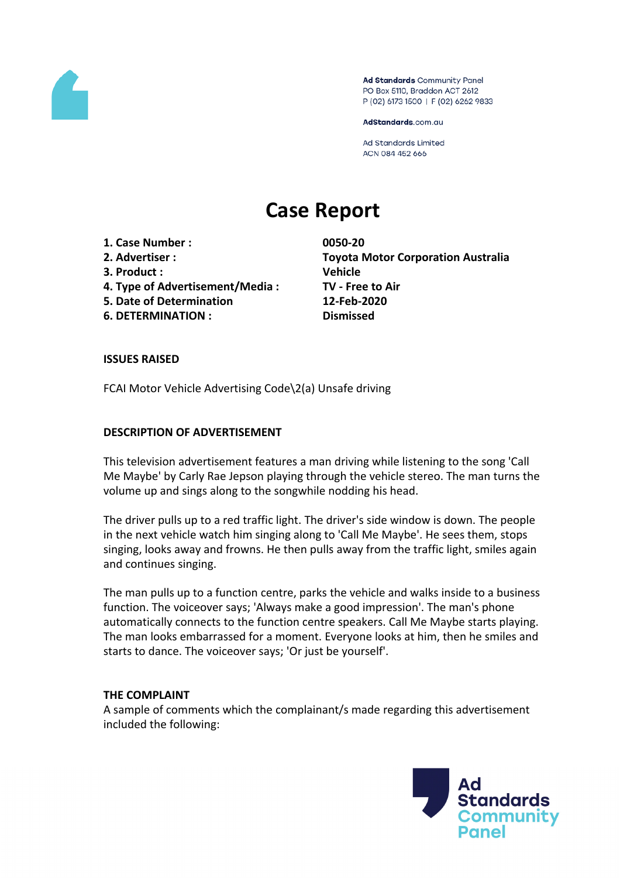Ad Standards Community Panel
PO Box 5110, Braddon ACT 2612
P (02) 6173 1500 | F (02) 6262 9833

AdStandards.com.au

Ad Standards Limited
ACN 084 452 666

# Case Report

| | |
|---|---|
| **1. Case Number :** | **0050-20** |
| **2. Advertiser :** | **Toyota Motor Corporation Australia** |
| **3. Product :** | **Vehicle** |
| **4. Type of Advertisement/Media :** | **TV - Free to Air** |
| **5. Date of Determination** | **12-Feb-2020** |
| **6. DETERMINATION :** | **Dismissed** |

**ISSUES RAISED**

FCAI Motor Vehicle Advertising Code\2(a) Unsafe driving

**DESCRIPTION OF ADVERTISEMENT**

This television advertisement features a man driving while listening to the song 'Call Me Maybe' by Carly Rae Jepson playing through the vehicle stereo. The man turns the volume up and sings along to the songwhile nodding his head.

The driver pulls up to a red traffic light. The driver's side window is down. The people in the next vehicle watch him singing along to 'Call Me Maybe'. He sees them, stops singing, looks away and frowns. He then pulls away from the traffic light, smiles again and continues singing.

The man pulls up to a function centre, parks the vehicle and walks inside to a business function. The voiceover says; 'Always make a good impression'. The man's phone automatically connects to the function centre speakers. Call Me Maybe starts playing. The man looks embarrassed for a moment. Everyone looks at him, then he smiles and starts to dance. The voiceover says; 'Or just be yourself'.

**THE COMPLAINT**

A sample of comments which the complainant/s made regarding this advertisement included the following: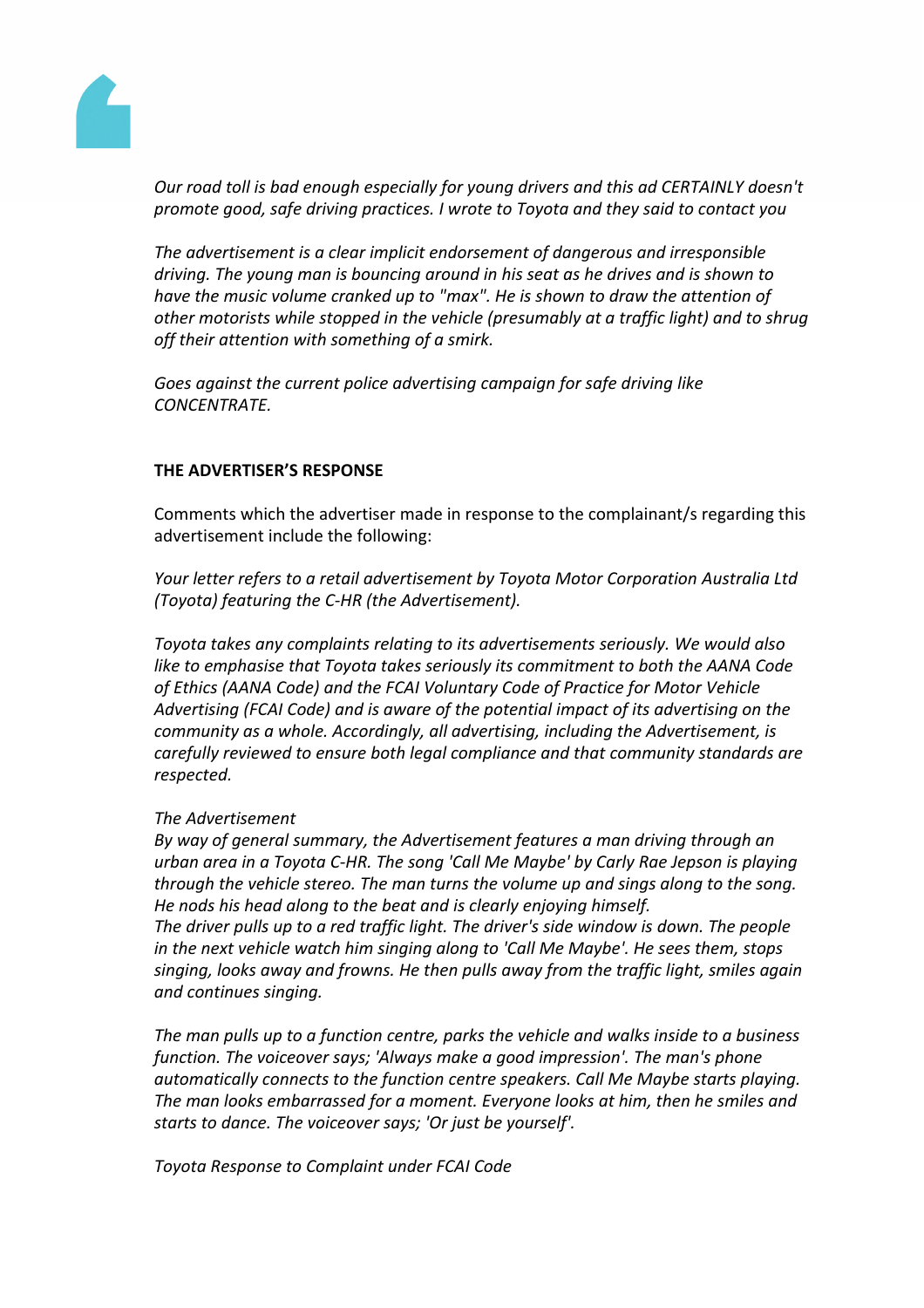*Our road toll is bad enough especially for young drivers and this ad CERTAINLY doesn't promote good, safe driving practices. I wrote to Toyota and they said to contact you*

*The advertisement is a clear implicit endorsement of dangerous and irresponsible driving. The young man is bouncing around in his seat as he drives and is shown to have the music volume cranked up to "max". He is shown to draw the attention of other motorists while stopped in the vehicle (presumably at a traffic light) and to shrug off their attention with something of a smirk.*

*Goes against the current police advertising campaign for safe driving like CONCENTRATE.*

**THE ADVERTISER'S RESPONSE**

Comments which the advertiser made in response to the complainant/s regarding this advertisement include the following:

*Your letter refers to a retail advertisement by Toyota Motor Corporation Australia Ltd (Toyota) featuring the C-HR (the Advertisement).*

*Toyota takes any complaints relating to its advertisements seriously. We would also like to emphasise that Toyota takes seriously its commitment to both the AANA Code of Ethics (AANA Code) and the FCAI Voluntary Code of Practice for Motor Vehicle Advertising (FCAI Code) and is aware of the potential impact of its advertising on the community as a whole. Accordingly, all advertising, including the Advertisement, is carefully reviewed to ensure both legal compliance and that community standards are respected.*

*The Advertisement*
*By way of general summary, the Advertisement features a man driving through an urban area in a Toyota C-HR. The song 'Call Me Maybe' by Carly Rae Jepson is playing through the vehicle stereo. The man turns the volume up and sings along to the song. He nods his head along to the beat and is clearly enjoying himself.*
*The driver pulls up to a red traffic light. The driver's side window is down. The people in the next vehicle watch him singing along to 'Call Me Maybe'. He sees them, stops singing, looks away and frowns. He then pulls away from the traffic light, smiles again and continues singing.*

*The man pulls up to a function centre, parks the vehicle and walks inside to a business function. The voiceover says; 'Always make a good impression'. The man's phone automatically connects to the function centre speakers. Call Me Maybe starts playing. The man looks embarrassed for a moment. Everyone looks at him, then he smiles and starts to dance. The voiceover says; 'Or just be yourself'.*

*Toyota Response to Complaint under FCAI Code*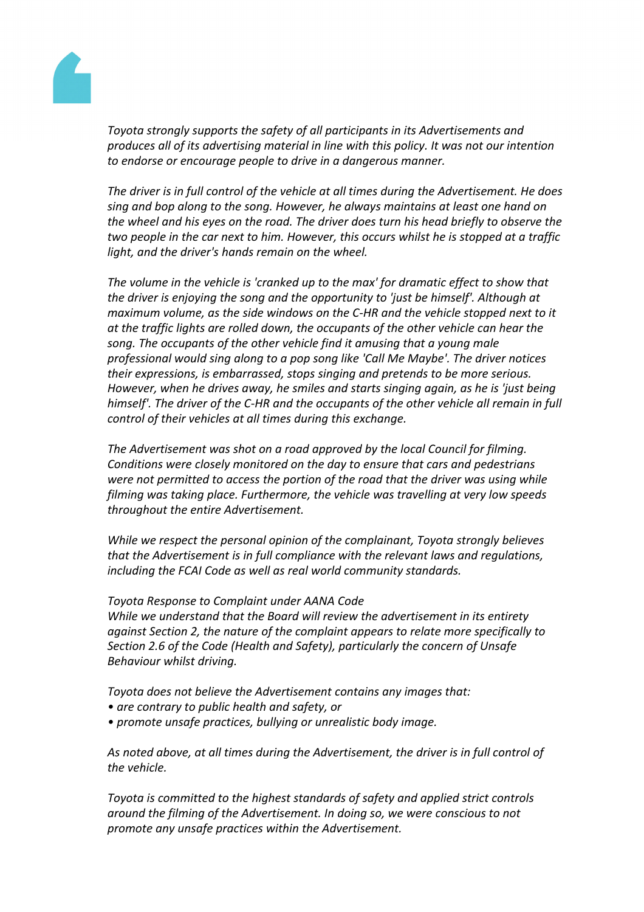*Toyota strongly supports the safety of all participants in its Advertisements and produces all of its advertising material in line with this policy. It was not our intention to endorse or encourage people to drive in a dangerous manner.*

*The driver is in full control of the vehicle at all times during the Advertisement. He does sing and bop along to the song. However, he always maintains at least one hand on the wheel and his eyes on the road. The driver does turn his head briefly to observe the two people in the car next to him. However, this occurs whilst he is stopped at a traffic light, and the driver's hands remain on the wheel.*

*The volume in the vehicle is 'cranked up to the max' for dramatic effect to show that the driver is enjoying the song and the opportunity to 'just be himself'. Although at maximum volume, as the side windows on the C-HR and the vehicle stopped next to it at the traffic lights are rolled down, the occupants of the other vehicle can hear the song. The occupants of the other vehicle find it amusing that a young male professional would sing along to a pop song like 'Call Me Maybe'. The driver notices their expressions, is embarrassed, stops singing and pretends to be more serious. However, when he drives away, he smiles and starts singing again, as he is 'just being himself'. The driver of the C-HR and the occupants of the other vehicle all remain in full control of their vehicles at all times during this exchange.*

*The Advertisement was shot on a road approved by the local Council for filming. Conditions were closely monitored on the day to ensure that cars and pedestrians were not permitted to access the portion of the road that the driver was using while filming was taking place. Furthermore, the vehicle was travelling at very low speeds throughout the entire Advertisement.*

*While we respect the personal opinion of the complainant, Toyota strongly believes that the Advertisement is in full compliance with the relevant laws and regulations, including the FCAI Code as well as real world community standards.*

*Toyota Response to Complaint under AANA Code*
*While we understand that the Board will review the advertisement in its entirety against Section 2, the nature of the complaint appears to relate more specifically to Section 2.6 of the Code (Health and Safety), particularly the concern of Unsafe Behaviour whilst driving.*

*Toyota does not believe the Advertisement contains any images that:*
- *are contrary to public health and safety, or*
- *promote unsafe practices, bullying or unrealistic body image.*

*As noted above, at all times during the Advertisement, the driver is in full control of the vehicle.*

*Toyota is committed to the highest standards of safety and applied strict controls around the filming of the Advertisement. In doing so, we were conscious to not promote any unsafe practices within the Advertisement.*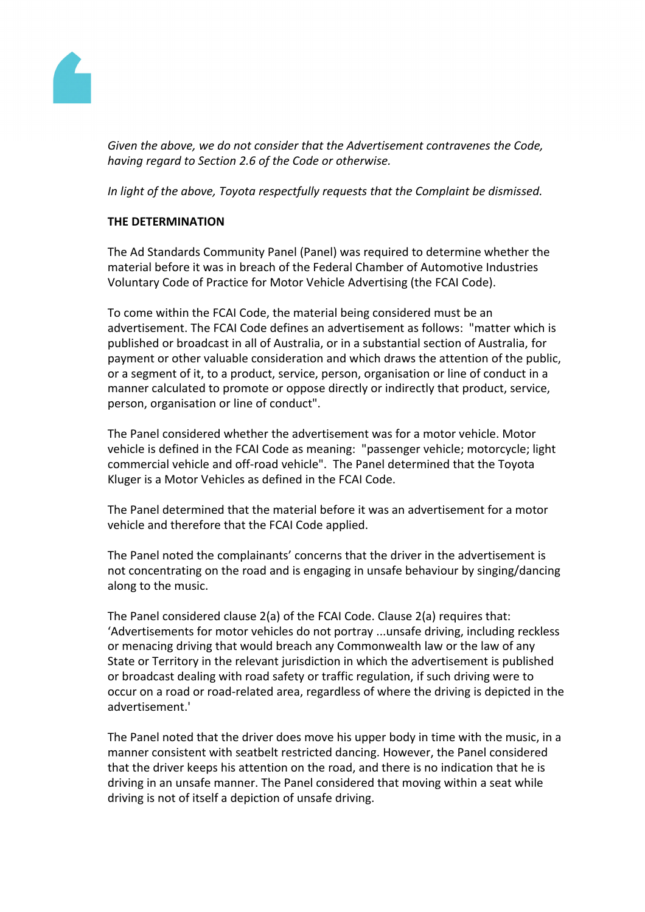*Given the above, we do not consider that the Advertisement contravenes the Code, having regard to Section 2.6 of the Code or otherwise.*

*In light of the above, Toyota respectfully requests that the Complaint be dismissed.*

**THE DETERMINATION**

The Ad Standards Community Panel (Panel) was required to determine whether the material before it was in breach of the Federal Chamber of Automotive Industries Voluntary Code of Practice for Motor Vehicle Advertising (the FCAI Code).

To come within the FCAI Code, the material being considered must be an advertisement. The FCAI Code defines an advertisement as follows: "matter which is published or broadcast in all of Australia, or in a substantial section of Australia, for payment or other valuable consideration and which draws the attention of the public, or a segment of it, to a product, service, person, organisation or line of conduct in a manner calculated to promote or oppose directly or indirectly that product, service, person, organisation or line of conduct".

The Panel considered whether the advertisement was for a motor vehicle. Motor vehicle is defined in the FCAI Code as meaning: "passenger vehicle; motorcycle; light commercial vehicle and off-road vehicle". The Panel determined that the Toyota Kluger is a Motor Vehicles as defined in the FCAI Code.

The Panel determined that the material before it was an advertisement for a motor vehicle and therefore that the FCAI Code applied.

The Panel noted the complainants' concerns that the driver in the advertisement is not concentrating on the road and is engaging in unsafe behaviour by singing/dancing along to the music.

The Panel considered clause 2(a) of the FCAI Code. Clause 2(a) requires that: 'Advertisements for motor vehicles do not portray ...unsafe driving, including reckless or menacing driving that would breach any Commonwealth law or the law of any State or Territory in the relevant jurisdiction in which the advertisement is published or broadcast dealing with road safety or traffic regulation, if such driving were to occur on a road or road-related area, regardless of where the driving is depicted in the advertisement.'

The Panel noted that the driver does move his upper body in time with the music, in a manner consistent with seatbelt restricted dancing. However, the Panel considered that the driver keeps his attention on the road, and there is no indication that he is driving in an unsafe manner. The Panel considered that moving within a seat while driving is not of itself a depiction of unsafe driving.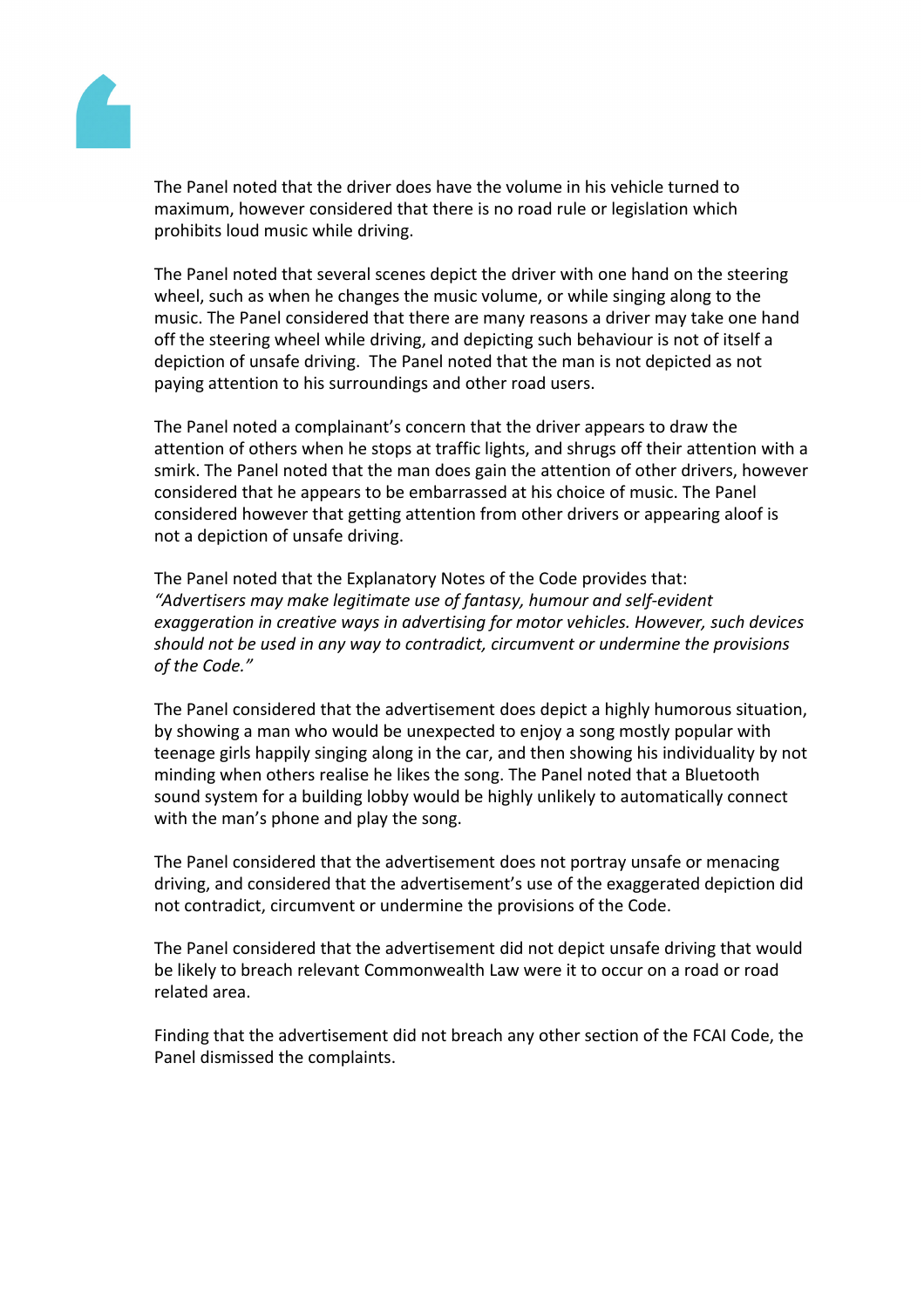The Panel noted that the driver does have the volume in his vehicle turned to maximum, however considered that there is no road rule or legislation which prohibits loud music while driving.

The Panel noted that several scenes depict the driver with one hand on the steering wheel, such as when he changes the music volume, or while singing along to the music. The Panel considered that there are many reasons a driver may take one hand off the steering wheel while driving, and depicting such behaviour is not of itself a depiction of unsafe driving. The Panel noted that the man is not depicted as not paying attention to his surroundings and other road users.

The Panel noted a complainant's concern that the driver appears to draw the attention of others when he stops at traffic lights, and shrugs off their attention with a smirk. The Panel noted that the man does gain the attention of other drivers, however considered that he appears to be embarrassed at his choice of music. The Panel considered however that getting attention from other drivers or appearing aloof is not a depiction of unsafe driving.

The Panel noted that the Explanatory Notes of the Code provides that:
*"Advertisers may make legitimate use of fantasy, humour and self-evident exaggeration in creative ways in advertising for motor vehicles. However, such devices should not be used in any way to contradict, circumvent or undermine the provisions of the Code."*

The Panel considered that the advertisement does depict a highly humorous situation, by showing a man who would be unexpected to enjoy a song mostly popular with teenage girls happily singing along in the car, and then showing his individuality by not minding when others realise he likes the song. The Panel noted that a Bluetooth sound system for a building lobby would be highly unlikely to automatically connect with the man's phone and play the song.

The Panel considered that the advertisement does not portray unsafe or menacing driving, and considered that the advertisement's use of the exaggerated depiction did not contradict, circumvent or undermine the provisions of the Code.

The Panel considered that the advertisement did not depict unsafe driving that would be likely to breach relevant Commonwealth Law were it to occur on a road or road related area.

Finding that the advertisement did not breach any other section of the FCAI Code, the Panel dismissed the complaints.